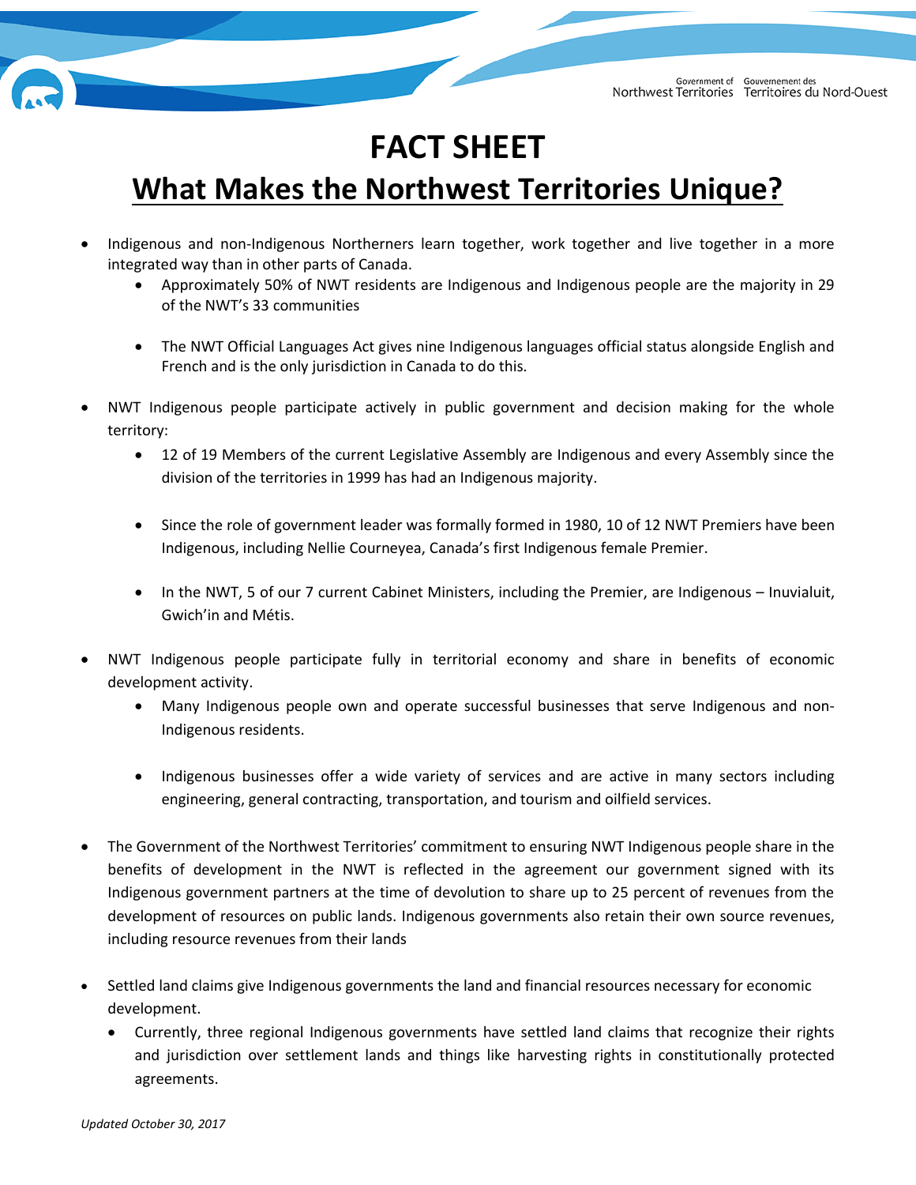# FACT SHEET

## What Makes the Northwest Territories Unique?

- Indigenous and non-Indigenous Northerners learn together, work together and live together in a more integrated way than in other parts of Canada.
  - Approximately 50% of NWT residents are Indigenous and Indigenous people are the majority in 29 of the NWT's 33 communities
  - The NWT Official Languages Act gives nine Indigenous languages official status alongside English and French and is the only jurisdiction in Canada to do this.
- NWT Indigenous people participate actively in public government and decision making for the whole territory:
  - 12 of 19 Members of the current Legislative Assembly are Indigenous and every Assembly since the division of the territories in 1999 has had an Indigenous majority.
  - Since the role of government leader was formally formed in 1980, 10 of 12 NWT Premiers have been Indigenous, including Nellie Courneyea, Canada's first Indigenous female Premier.
  - In the NWT, 5 of our 7 current Cabinet Ministers, including the Premier, are Indigenous – Inuvialuit, Gwich'in and Métis.
- NWT Indigenous people participate fully in territorial economy and share in benefits of economic development activity.
  - Many Indigenous people own and operate successful businesses that serve Indigenous and non-Indigenous residents.
  - Indigenous businesses offer a wide variety of services and are active in many sectors including engineering, general contracting, transportation, and tourism and oilfield services.
- The Government of the Northwest Territories' commitment to ensuring NWT Indigenous people share in the benefits of development in the NWT is reflected in the agreement our government signed with its Indigenous government partners at the time of devolution to share up to 25 percent of revenues from the development of resources on public lands. Indigenous governments also retain their own source revenues, including resource revenues from their lands
- Settled land claims give Indigenous governments the land and financial resources necessary for economic development.
  - Currently, three regional Indigenous governments have settled land claims that recognize their rights and jurisdiction over settlement lands and things like harvesting rights in constitutionally protected agreements.

*Updated October 30, 2017*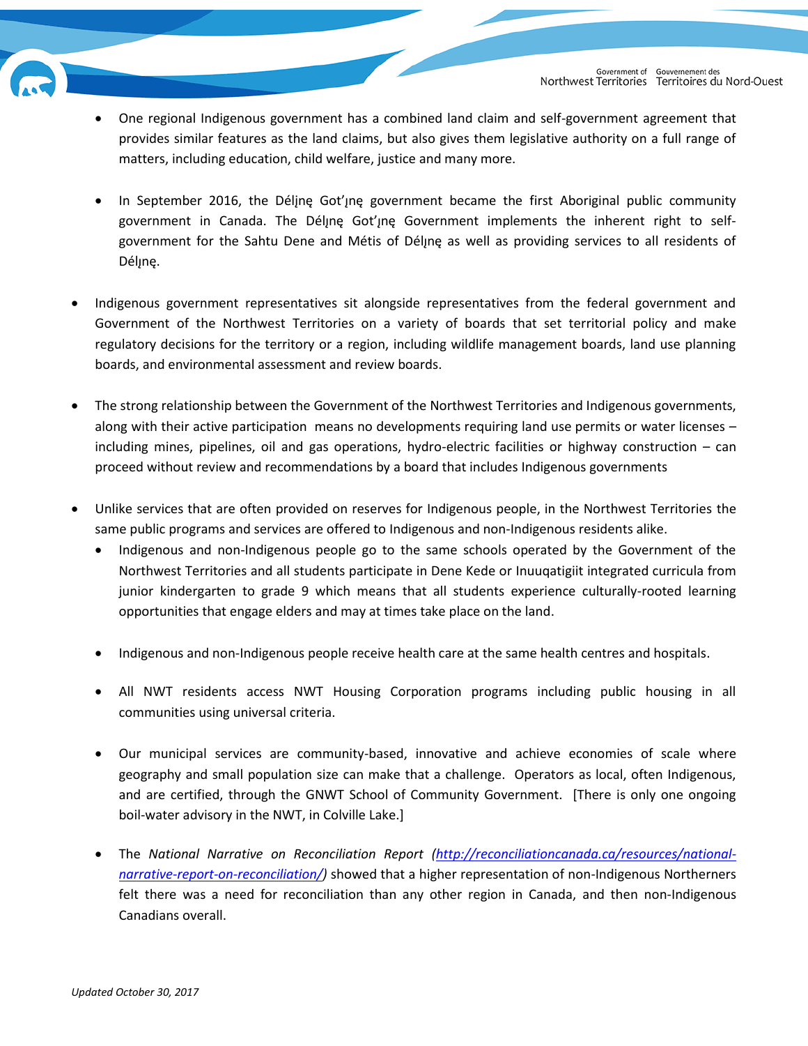- One regional Indigenous government has a combined land claim and self-government agreement that provides similar features as the land claims, but also gives them legislative authority on a full range of matters, including education, child welfare, justice and many more.

- In September 2016, the Délı̨nę Got'ı̨nę government became the first Aboriginal public community government in Canada. The Délı̨nę Got'ı̨nę Government implements the inherent right to self-government for the Sahtu Dene and Métis of Délı̨nę as well as providing services to all residents of Délı̨nę.

- Indigenous government representatives sit alongside representatives from the federal government and Government of the Northwest Territories on a variety of boards that set territorial policy and make regulatory decisions for the territory or a region, including wildlife management boards, land use planning boards, and environmental assessment and review boards.

- The strong relationship between the Government of the Northwest Territories and Indigenous governments, along with their active participation means no developments requiring land use permits or water licenses – including mines, pipelines, oil and gas operations, hydro-electric facilities or highway construction – can proceed without review and recommendations by a board that includes Indigenous governments

- Unlike services that are often provided on reserves for Indigenous people, in the Northwest Territories the same public programs and services are offered to Indigenous and non-Indigenous residents alike.
  - Indigenous and non-Indigenous people go to the same schools operated by the Government of the Northwest Territories and all students participate in Dene Kede or Inuuqatigiit integrated curricula from junior kindergarten to grade 9 which means that all students experience culturally-rooted learning opportunities that engage elders and may at times take place on the land.

  - Indigenous and non-Indigenous people receive health care at the same health centres and hospitals.

  - All NWT residents access NWT Housing Corporation programs including public housing in all communities using universal criteria.

  - Our municipal services are community-based, innovative and achieve economies of scale where geography and small population size can make that a challenge. Operators as local, often Indigenous, and are certified, through the GNWT School of Community Government. [There is only one ongoing boil-water advisory in the NWT, in Colville Lake.]

  - The *National Narrative on Reconciliation Report* (http://reconciliationcanada.ca/resources/national-narrative-report-on-reconciliation/) showed that a higher representation of non-Indigenous Northerners felt there was a need for reconciliation than any other region in Canada, and then non-Indigenous Canadians overall.

*Updated October 30, 2017*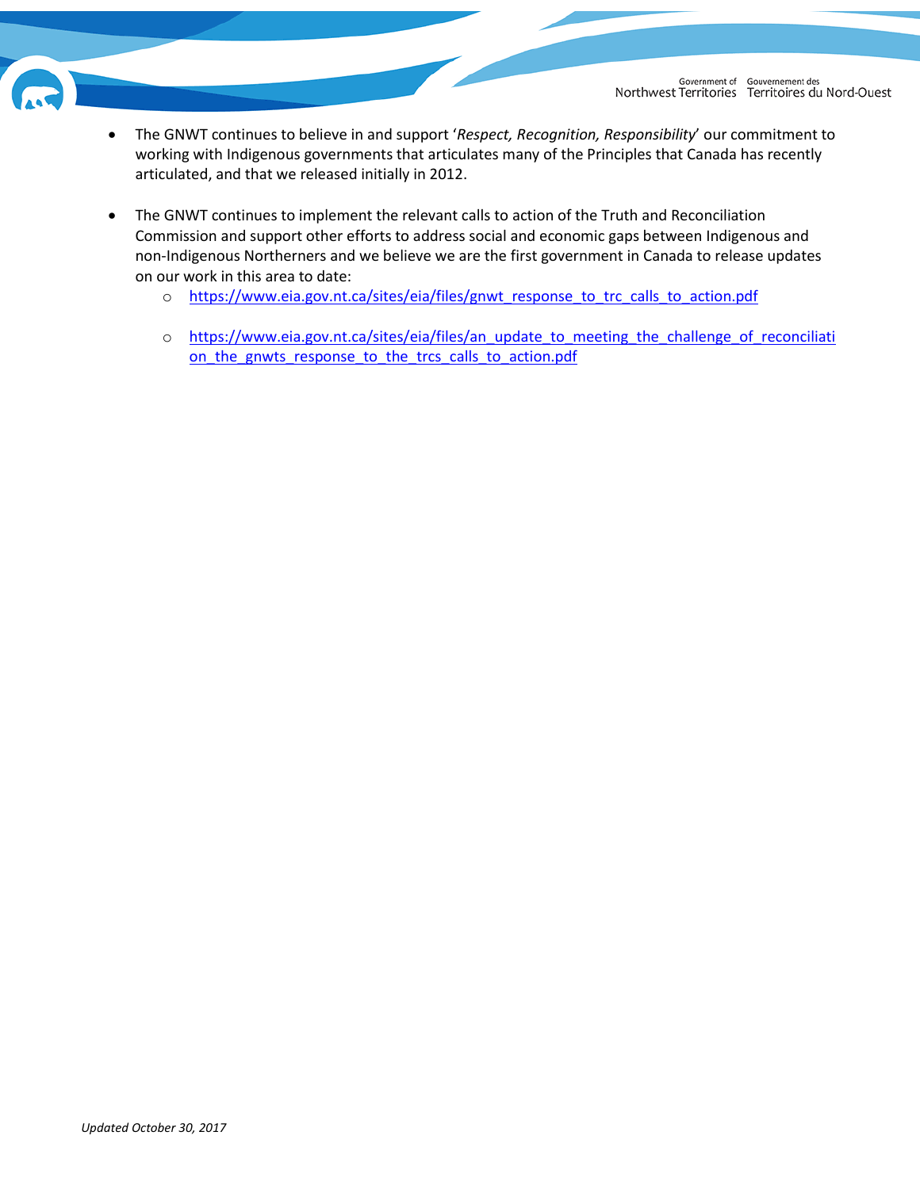- The GNWT continues to believe in and support '*Respect, Recognition, Responsibility*' our commitment to working with Indigenous governments that articulates many of the Principles that Canada has recently articulated, and that we released initially in 2012.

- The GNWT continues to implement the relevant calls to action of the Truth and Reconciliation Commission and support other efforts to address social and economic gaps between Indigenous and non-Indigenous Northerners and we believe we are the first government in Canada to release updates on our work in this area to date:
  - https://www.eia.gov.nt.ca/sites/eia/files/gnwt_response_to_trc_calls_to_action.pdf
  - https://www.eia.gov.nt.ca/sites/eia/files/an_update_to_meeting_the_challenge_of_reconciliation_the_gnwts_response_to_the_trcs_calls_to_action.pdf

*Updated October 30, 2017*